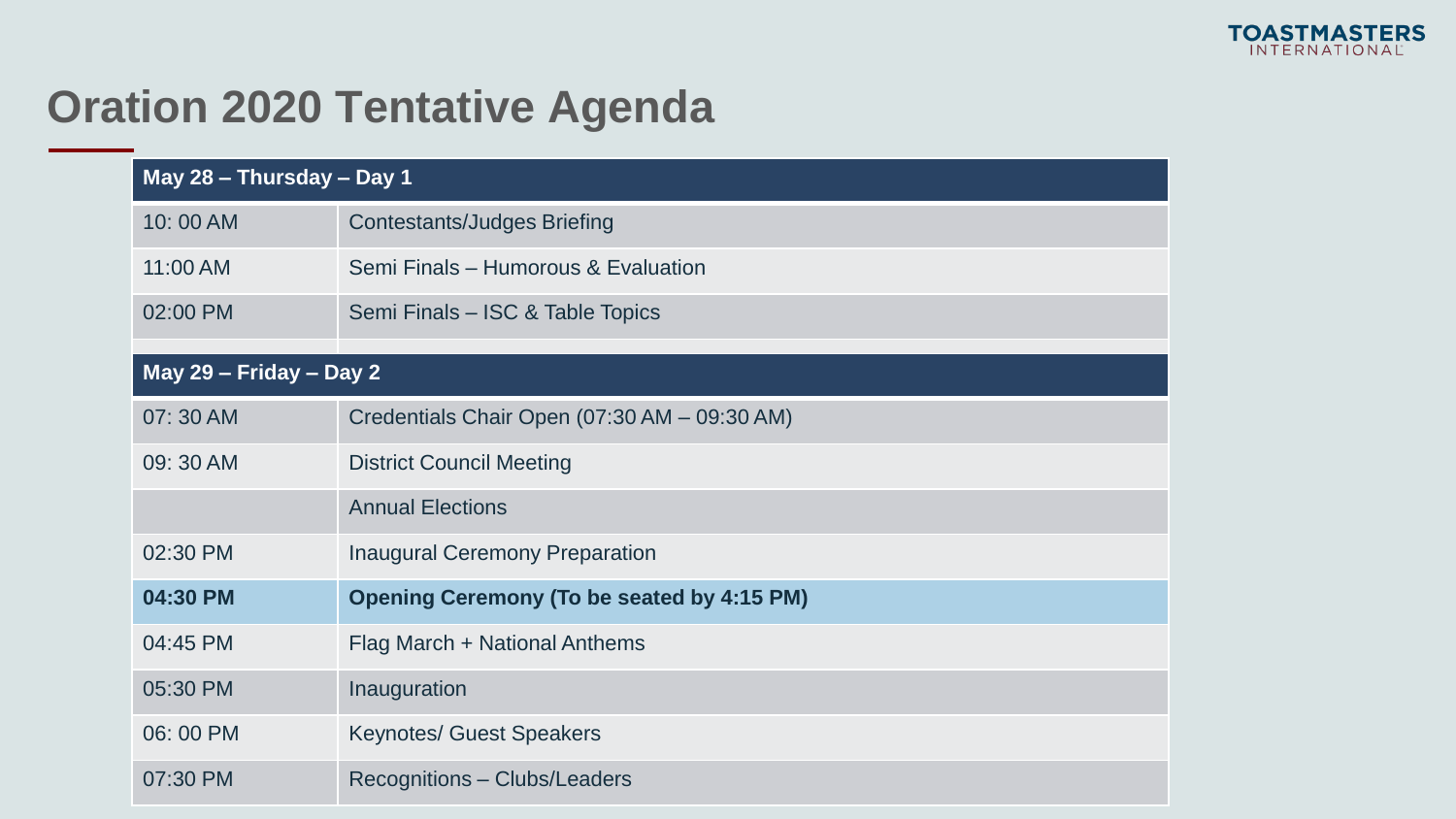# Oration 2020 Tentative Agenda

| | |
|---|---|
| **May 28 – Thursday – Day 1** | |
| 10: 00 AM | Contestants/Judges Briefing |
| 11:00 AM | Semi Finals – Humorous & Evaluation |
| 02:00 PM | Semi Finals – ISC & Table Topics |
| | |
| **May 29 – Friday – Day 2** | |
| 07: 30 AM | Credentials Chair Open (07:30 AM – 09:30 AM) |
| 09: 30 AM | District Council Meeting |
| | Annual Elections |
| 02:30 PM | Inaugural Ceremony Preparation |
| **04:30 PM** | **Opening Ceremony (To be seated by 4:15 PM)** |
| 04:45 PM | Flag March + National Anthems |
| 05:30 PM | Inauguration |
| 06: 00 PM | Keynotes/ Guest Speakers |
| 07:30 PM | Recognitions – Clubs/Leaders |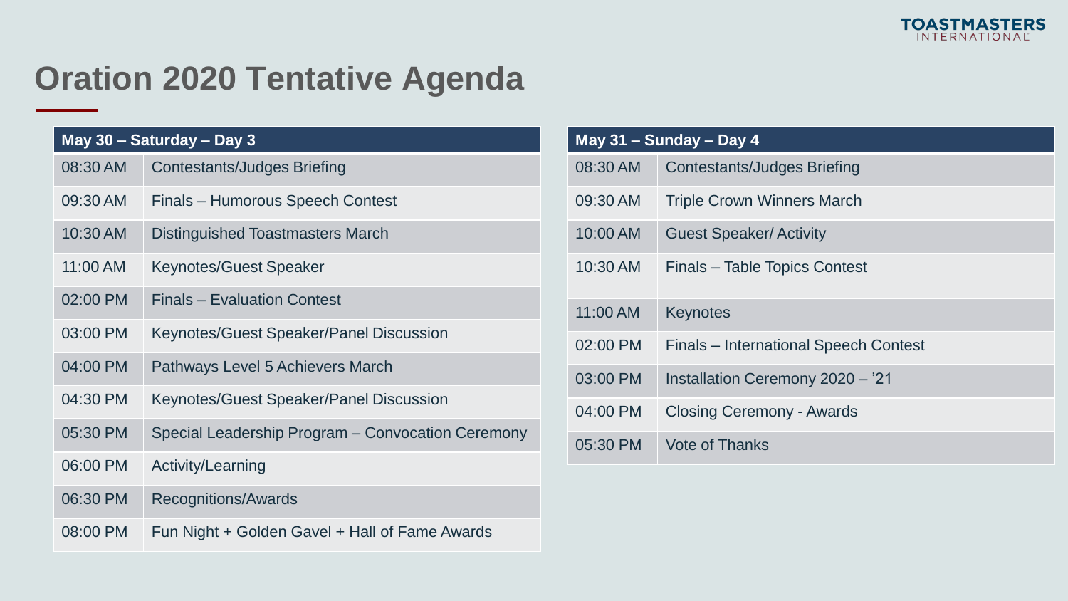TOASTMASTERS INTERNATIONAL

# Oration 2020 Tentative Agenda

| May 30 – Saturday – Day 3 | |
|---|---|
| 08:30 AM | Contestants/Judges Briefing |
| 09:30 AM | Finals – Humorous Speech Contest |
| 10:30 AM | Distinguished Toastmasters March |
| 11:00 AM | Keynotes/Guest Speaker |
| 02:00 PM | Finals – Evaluation Contest |
| 03:00 PM | Keynotes/Guest Speaker/Panel Discussion |
| 04:00 PM | Pathways Level 5 Achievers March |
| 04:30 PM | Keynotes/Guest Speaker/Panel Discussion |
| 05:30 PM | Special Leadership Program – Convocation Ceremony |
| 06:00 PM | Activity/Learning |
| 06:30 PM | Recognitions/Awards |
| 08:00 PM | Fun Night + Golden Gavel + Hall of Fame Awards |

| May 31 – Sunday – Day 4 | |
|---|---|
| 08:30 AM | Contestants/Judges Briefing |
| 09:30 AM | Triple Crown Winners March |
| 10:00 AM | Guest Speaker/ Activity |
| 10:30 AM | Finals – Table Topics Contest |
| 11:00 AM | Keynotes |
| 02:00 PM | Finals – International Speech Contest |
| 03:00 PM | Installation Ceremony 2020 – '21 |
| 04:00 PM | Closing Ceremony - Awards |
| 05:30 PM | Vote of Thanks |